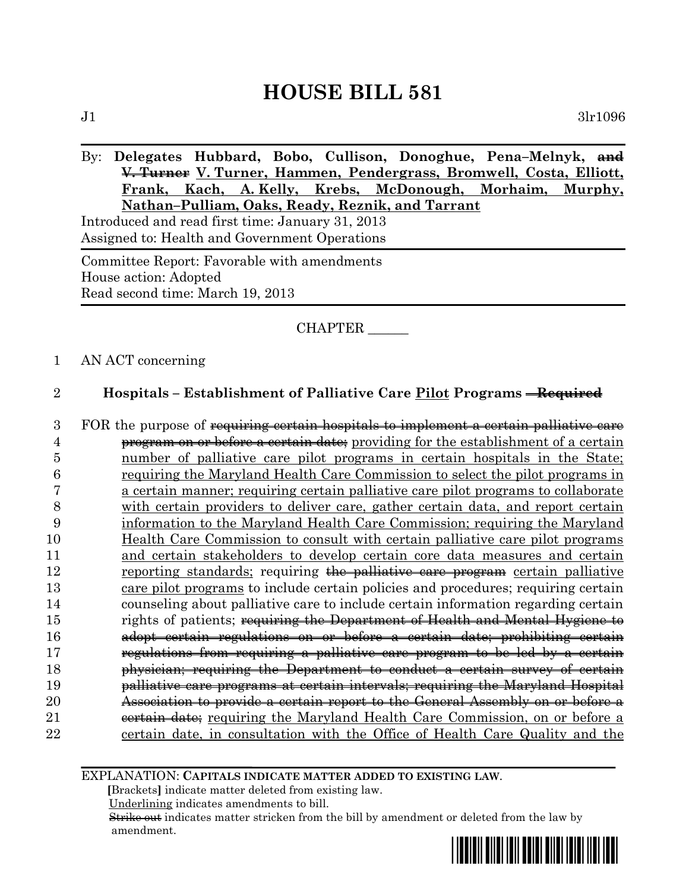# HOUSE BILL 581

J1 3lr1096

By: **Delegates Hubbard, Bobo, Cullison, Donoghue, Pena–Melnyk, ~~and V. Turner~~ <u>V. Turner, Hammen, Pendergrass, Bromwell, Costa, Elliott, Frank, Kach, A. Kelly, Krebs, McDonough, Morhaim, Murphy, Nathan–Pulliam, Oaks, Ready, Reznik, and Tarrant</u>**

Introduced and read first time: January 31, 2013
Assigned to: Health and Government Operations

Committee Report: Favorable with amendments
House action: Adopted
Read second time: March 19, 2013

CHAPTER ______

1 AN ACT concerning

2 **Hospitals – Establishment of Palliative Care <u>Pilot</u> Programs ~~– Required~~**

3 FOR the purpose of ~~requiring certain hospitals to implement a certain palliative care~~
4 ~~program on or before a certain date;~~ <u>providing for the establishment of a certain</u>
5 <u>number of palliative care pilot programs in certain hospitals in the State;</u>
6 <u>requiring the Maryland Health Care Commission to select the pilot programs in</u>
7 <u>a certain manner; requiring certain palliative care pilot programs to collaborate</u>
8 <u>with certain providers to deliver care, gather certain data, and report certain</u>
9 <u>information to the Maryland Health Care Commission; requiring the Maryland</u>
10 <u>Health Care Commission to consult with certain palliative care pilot programs</u>
11 <u>and certain stakeholders to develop certain core data measures and certain</u>
12 <u>reporting standards;</u> requiring ~~the palliative care program~~ <u>certain palliative</u>
13 <u>care pilot programs</u> to include certain policies and procedures; requiring certain
14 counseling about palliative care to include certain information regarding certain
15 rights of patients; ~~requiring the Department of Health and Mental Hygiene to~~
16 ~~adopt certain regulations on or before a certain date; prohibiting certain~~
17 ~~regulations from requiring a palliative care program to be led by a certain~~
18 ~~physician; requiring the Department to conduct a certain survey of certain~~
19 ~~palliative care programs at certain intervals; requiring the Maryland Hospital~~
20 ~~Association to provide a certain report to the General Assembly on or before a~~
21 ~~certain date;~~ <u>requiring the Maryland Health Care Commission, on or before a</u>
22 <u>certain date, in consultation with the Office of Health Care Quality and the</u>

EXPLANATION: **CAPITALS INDICATE MATTER ADDED TO EXISTING LAW.**
**[**Brackets**]** indicate matter deleted from existing law.
<u>Underlining</u> indicates amendments to bill.
~~Strike out~~ indicates matter stricken from the bill by amendment or deleted from the law by amendment.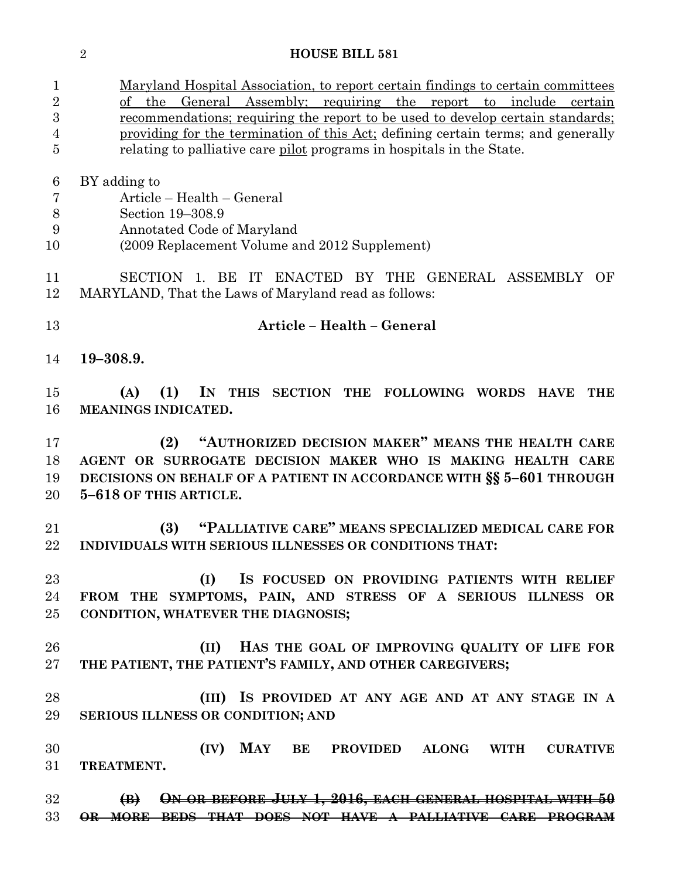Maryland Hospital Association, to report certain findings to certain committees of the General Assembly; requiring the report to include certain recommendations; requiring the report to be used to develop certain standards; providing for the termination of this Act; defining certain terms; and generally relating to palliative care pilot programs in hospitals in the State.

BY adding to
Article – Health – General
Section 19–308.9
Annotated Code of Maryland
(2009 Replacement Volume and 2012 Supplement)

SECTION 1. BE IT ENACTED BY THE GENERAL ASSEMBLY OF MARYLAND, That the Laws of Maryland read as follows:

**Article – Health – General**

**19–308.9.**

**(A) (1) IN THIS SECTION THE FOLLOWING WORDS HAVE THE MEANINGS INDICATED.**

**(2) "AUTHORIZED DECISION MAKER" MEANS THE HEALTH CARE AGENT OR SURROGATE DECISION MAKER WHO IS MAKING HEALTH CARE DECISIONS ON BEHALF OF A PATIENT IN ACCORDANCE WITH §§ 5–601 THROUGH 5–618 OF THIS ARTICLE.**

**(3) "PALLIATIVE CARE" MEANS SPECIALIZED MEDICAL CARE FOR INDIVIDUALS WITH SERIOUS ILLNESSES OR CONDITIONS THAT:**

**(I) IS FOCUSED ON PROVIDING PATIENTS WITH RELIEF FROM THE SYMPTOMS, PAIN, AND STRESS OF A SERIOUS ILLNESS OR CONDITION, WHATEVER THE DIAGNOSIS;**

**(II) HAS THE GOAL OF IMPROVING QUALITY OF LIFE FOR THE PATIENT, THE PATIENT'S FAMILY, AND OTHER CAREGIVERS;**

**(III) IS PROVIDED AT ANY AGE AND AT ANY STAGE IN A SERIOUS ILLNESS OR CONDITION; AND**

**(IV) MAY BE PROVIDED ALONG WITH CURATIVE TREATMENT.**

~~**(B) ON OR BEFORE JULY 1, 2016, EACH GENERAL HOSPITAL WITH 50 OR MORE BEDS THAT DOES NOT HAVE A PALLIATIVE CARE PROGRAM**~~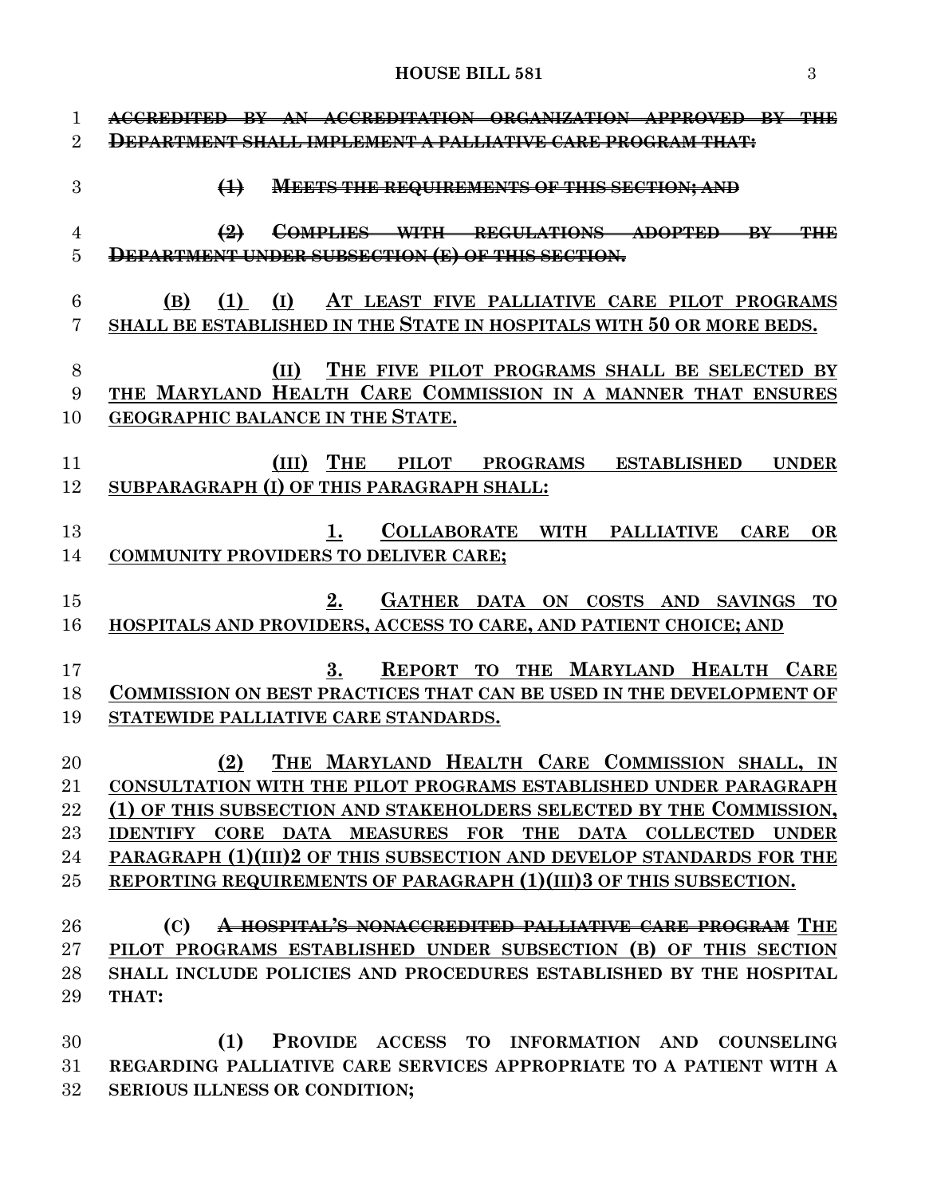~~ACCREDITED BY AN ACCREDITATION ORGANIZATION APPROVED BY THE DEPARTMENT SHALL IMPLEMENT A PALLIATIVE CARE PROGRAM THAT:~~

~~(1) MEETS THE REQUIREMENTS OF THIS SECTION; AND~~

~~(2) COMPLIES WITH REGULATIONS ADOPTED BY THE DEPARTMENT UNDER SUBSECTION (E) OF THIS SECTION.~~

<u>(B) (1) (I) AT LEAST FIVE PALLIATIVE CARE PILOT PROGRAMS SHALL BE ESTABLISHED IN THE STATE IN HOSPITALS WITH 50 OR MORE BEDS.</u>

<u>(II) THE FIVE PILOT PROGRAMS SHALL BE SELECTED BY THE MARYLAND HEALTH CARE COMMISSION IN A MANNER THAT ENSURES GEOGRAPHIC BALANCE IN THE STATE.</u>

<u>(III) THE PILOT PROGRAMS ESTABLISHED UNDER SUBPARAGRAPH (I) OF THIS PARAGRAPH SHALL:</u>

<u>1. COLLABORATE WITH PALLIATIVE CARE OR COMMUNITY PROVIDERS TO DELIVER CARE;</u>

<u>2. GATHER DATA ON COSTS AND SAVINGS TO HOSPITALS AND PROVIDERS, ACCESS TO CARE, AND PATIENT CHOICE; AND</u>

<u>3. REPORT TO THE MARYLAND HEALTH CARE COMMISSION ON BEST PRACTICES THAT CAN BE USED IN THE DEVELOPMENT OF STATEWIDE PALLIATIVE CARE STANDARDS.</u>

<u>(2) THE MARYLAND HEALTH CARE COMMISSION SHALL, IN CONSULTATION WITH THE PILOT PROGRAMS ESTABLISHED UNDER PARAGRAPH (1) OF THIS SUBSECTION AND STAKEHOLDERS SELECTED BY THE COMMISSION, IDENTIFY CORE DATA MEASURES FOR THE DATA COLLECTED UNDER PARAGRAPH (1)(III)2 OF THIS SUBSECTION AND DEVELOP STANDARDS FOR THE REPORTING REQUIREMENTS OF PARAGRAPH (1)(III)3 OF THIS SUBSECTION.</u>

(C) ~~A HOSPITAL'S NONACCREDITED PALLIATIVE CARE PROGRAM~~ <u>THE PILOT PROGRAMS ESTABLISHED UNDER SUBSECTION (B) OF THIS SECTION</u> SHALL INCLUDE POLICIES AND PROCEDURES ESTABLISHED BY THE HOSPITAL THAT:

(1) PROVIDE ACCESS TO INFORMATION AND COUNSELING REGARDING PALLIATIVE CARE SERVICES APPROPRIATE TO A PATIENT WITH A SERIOUS ILLNESS OR CONDITION;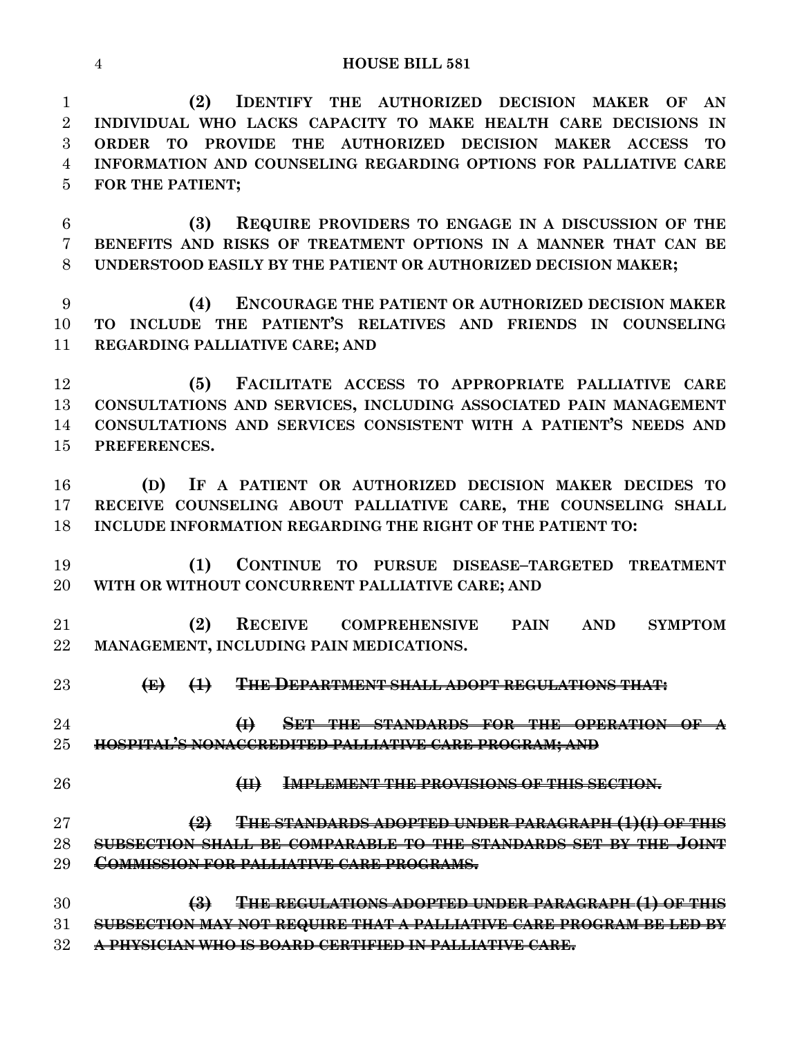**(2) IDENTIFY THE AUTHORIZED DECISION MAKER OF AN INDIVIDUAL WHO LACKS CAPACITY TO MAKE HEALTH CARE DECISIONS IN ORDER TO PROVIDE THE AUTHORIZED DECISION MAKER ACCESS TO INFORMATION AND COUNSELING REGARDING OPTIONS FOR PALLIATIVE CARE FOR THE PATIENT;**

**(3) REQUIRE PROVIDERS TO ENGAGE IN A DISCUSSION OF THE BENEFITS AND RISKS OF TREATMENT OPTIONS IN A MANNER THAT CAN BE UNDERSTOOD EASILY BY THE PATIENT OR AUTHORIZED DECISION MAKER;**

**(4) ENCOURAGE THE PATIENT OR AUTHORIZED DECISION MAKER TO INCLUDE THE PATIENT'S RELATIVES AND FRIENDS IN COUNSELING REGARDING PALLIATIVE CARE; AND**

**(5) FACILITATE ACCESS TO APPROPRIATE PALLIATIVE CARE CONSULTATIONS AND SERVICES, INCLUDING ASSOCIATED PAIN MANAGEMENT CONSULTATIONS AND SERVICES CONSISTENT WITH A PATIENT'S NEEDS AND PREFERENCES.**

**(D) IF A PATIENT OR AUTHORIZED DECISION MAKER DECIDES TO RECEIVE COUNSELING ABOUT PALLIATIVE CARE, THE COUNSELING SHALL INCLUDE INFORMATION REGARDING THE RIGHT OF THE PATIENT TO:**

**(1) CONTINUE TO PURSUE DISEASE–TARGETED TREATMENT WITH OR WITHOUT CONCURRENT PALLIATIVE CARE; AND**

**(2) RECEIVE COMPREHENSIVE PAIN AND SYMPTOM MANAGEMENT, INCLUDING PAIN MEDICATIONS.**

~~**(E) (1) THE DEPARTMENT SHALL ADOPT REGULATIONS THAT:**~~

~~**(I) SET THE STANDARDS FOR THE OPERATION OF A HOSPITAL'S NONACCREDITED PALLIATIVE CARE PROGRAM; AND**~~

~~**(II) IMPLEMENT THE PROVISIONS OF THIS SECTION.**~~

~~**(2) THE STANDARDS ADOPTED UNDER PARAGRAPH (1)(I) OF THIS SUBSECTION SHALL BE COMPARABLE TO THE STANDARDS SET BY THE JOINT COMMISSION FOR PALLIATIVE CARE PROGRAMS.**~~

~~**(3) THE REGULATIONS ADOPTED UNDER PARAGRAPH (1) OF THIS SUBSECTION MAY NOT REQUIRE THAT A PALLIATIVE CARE PROGRAM BE LED BY A PHYSICIAN WHO IS BOARD CERTIFIED IN PALLIATIVE CARE.**~~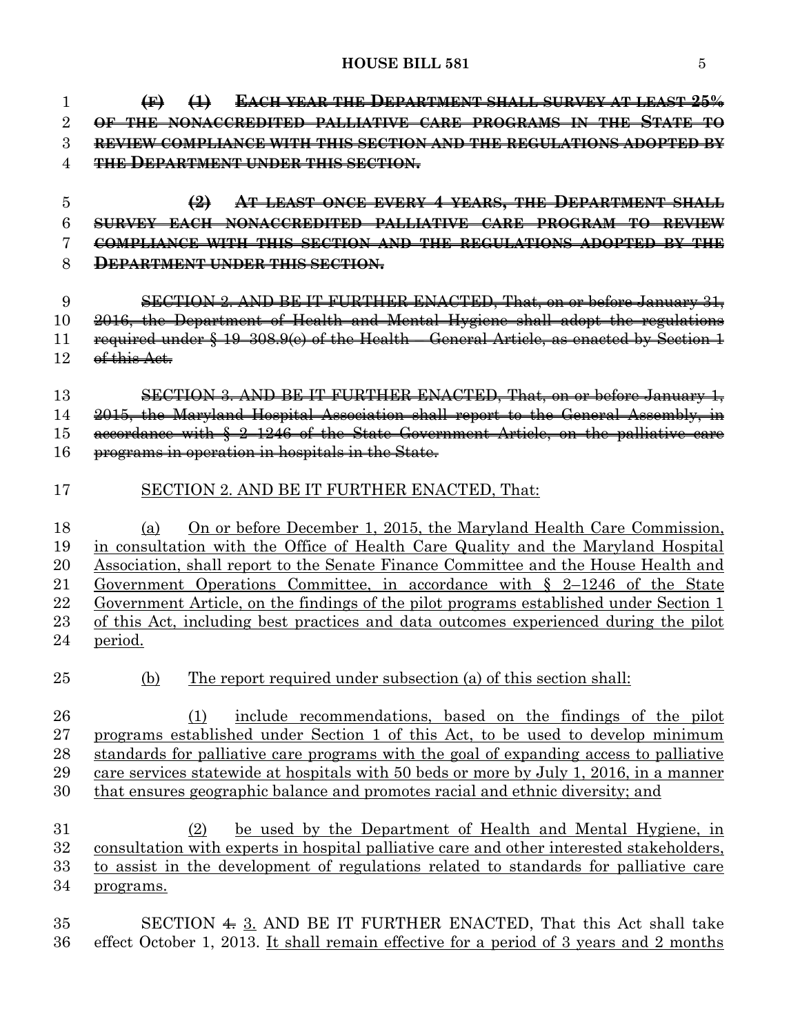~~**(F) (1) EACH YEAR THE DEPARTMENT SHALL SURVEY AT LEAST 25% OF THE NONACCREDITED PALLIATIVE CARE PROGRAMS IN THE STATE TO REVIEW COMPLIANCE WITH THIS SECTION AND THE REGULATIONS ADOPTED BY THE DEPARTMENT UNDER THIS SECTION.**~~

~~**(2) AT LEAST ONCE EVERY 4 YEARS, THE DEPARTMENT SHALL SURVEY EACH NONACCREDITED PALLIATIVE CARE PROGRAM TO REVIEW COMPLIANCE WITH THIS SECTION AND THE REGULATIONS ADOPTED BY THE DEPARTMENT UNDER THIS SECTION.**~~

~~SECTION 2. AND BE IT FURTHER ENACTED, That, on or before January 31, 2016, the Department of Health and Mental Hygiene shall adopt the regulations required under § 19–308.9(e) of the Health – General Article, as enacted by Section 1 of this Act.~~

~~SECTION 3. AND BE IT FURTHER ENACTED, That, on or before January 1, 2015, the Maryland Hospital Association shall report to the General Assembly, in accordance with § 2–1246 of the State Government Article, on the palliative care programs in operation in hospitals in the State.~~

<u>SECTION 2. AND BE IT FURTHER ENACTED, That:</u>

<u>(a) On or before December 1, 2015, the Maryland Health Care Commission, in consultation with the Office of Health Care Quality and the Maryland Hospital Association, shall report to the Senate Finance Committee and the House Health and Government Operations Committee, in accordance with § 2–1246 of the State Government Article, on the findings of the pilot programs established under Section 1 of this Act, including best practices and data outcomes experienced during the pilot period.</u>

<u>(b) The report required under subsection (a) of this section shall:</u>

<u>(1) include recommendations, based on the findings of the pilot programs established under Section 1 of this Act, to be used to develop minimum standards for palliative care programs with the goal of expanding access to palliative care services statewide at hospitals with 50 beds or more by July 1, 2016, in a manner that ensures geographic balance and promotes racial and ethnic diversity; and</u>

<u>(2) be used by the Department of Health and Mental Hygiene, in consultation with experts in hospital palliative care and other interested stakeholders, to assist in the development of regulations related to standards for palliative care programs.</u>

SECTION ~~4.~~ <u>3.</u> AND BE IT FURTHER ENACTED, That this Act shall take effect October 1, 2013. <u>It shall remain effective for a period of 3 years and 2 months</u>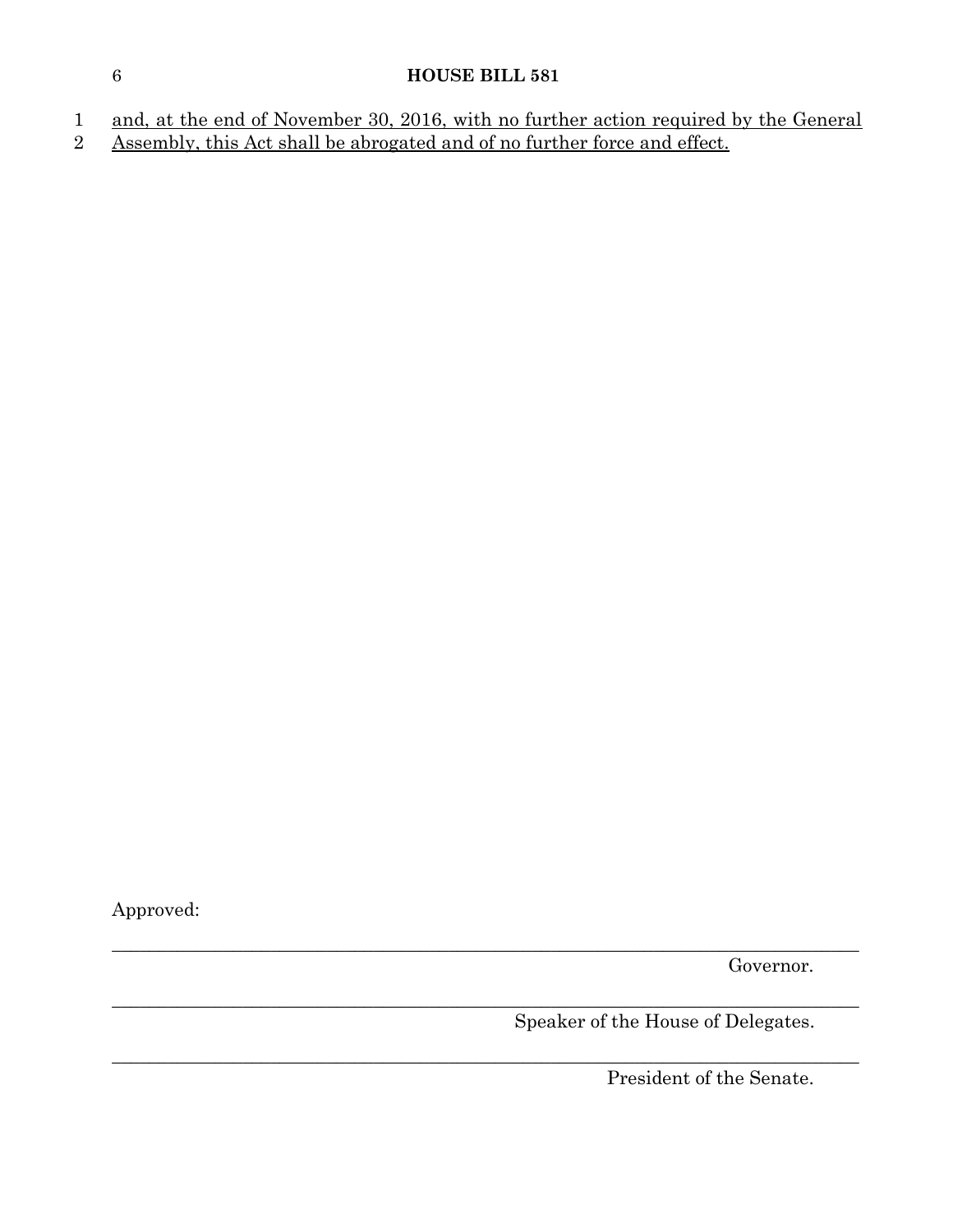and, at the end of November 30, 2016, with no further action required by the General Assembly, this Act shall be abrogated and of no further force and effect.

Approved:

\_\_\_\_\_\_\_\_\_\_\_\_\_\_\_\_\_\_\_\_\_\_\_\_\_\_\_\_\_\_\_\_\_\_\_\_\_\_\_\_\_\_\_\_\_\_\_\_

Governor.

\_\_\_\_\_\_\_\_\_\_\_\_\_\_\_\_\_\_\_\_\_\_\_\_\_\_\_\_\_\_\_\_\_\_\_\_\_\_\_\_\_\_\_\_\_\_\_\_

Speaker of the House of Delegates.

\_\_\_\_\_\_\_\_\_\_\_\_\_\_\_\_\_\_\_\_\_\_\_\_\_\_\_\_\_\_\_\_\_\_\_\_\_\_\_\_\_\_\_\_\_\_\_\_

President of the Senate.